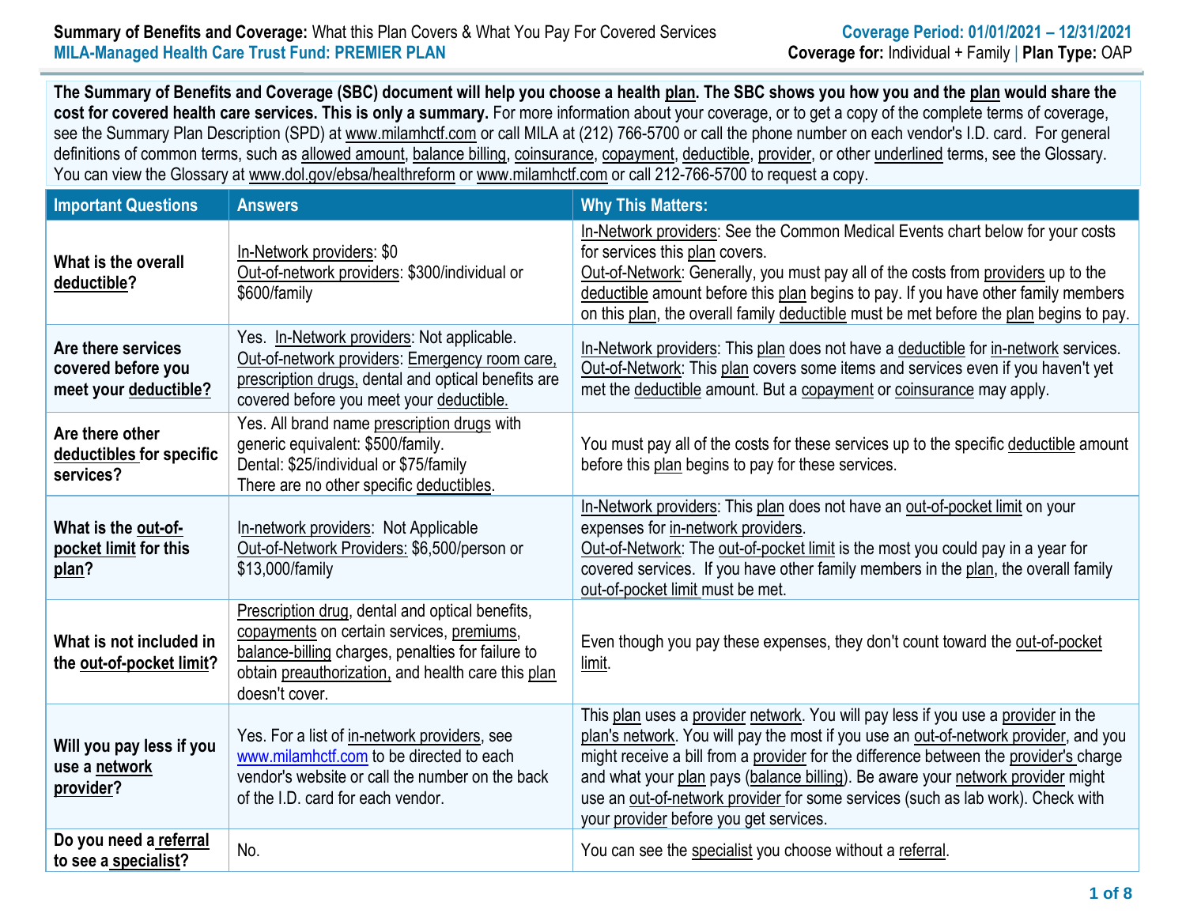**Summary of Benefits and Coverage:** What this Plan Covers & What You Pay For Covered Services
**MILA-Managed Health Care Trust Fund: PREMIER PLAN**

**Coverage Period: 01/01/2021 – 12/31/2021**
**Coverage for:** Individual + Family | **Plan Type:** OAP

**The Summary of Benefits and Coverage (SBC) document will help you choose a health plan. The SBC shows you how you and the plan would share the cost for covered health care services. This is only a summary.** For more information about your coverage, or to get a copy of the complete terms of coverage, see the Summary Plan Description (SPD) at www.milamhctf.com or call MILA at (212) 766-5700 or call the phone number on each vendor's I.D. card. For general definitions of common terms, such as allowed amount, balance billing, coinsurance, copayment, deductible, provider, or other underlined terms, see the Glossary. You can view the Glossary at www.dol.gov/ebsa/healthreform or www.milamhctf.com or call 212-766-5700 to request a copy.

| Important Questions | Answers | Why This Matters: |
|---|---|---|
| **What is the overall deductible?** | In-Network providers: $0<br>Out-of-network providers: $300/individual or $600/family | In-Network providers: See the Common Medical Events chart below for your costs for services this plan covers.<br>Out-of-Network: Generally, you must pay all of the costs from providers up to the deductible amount before this plan begins to pay. If you have other family members on this plan, the overall family deductible must be met before the plan begins to pay. |
| **Are there services covered before you meet your deductible?** | Yes. In-Network providers: Not applicable.<br>Out-of-network providers: Emergency room care, prescription drugs, dental and optical benefits are covered before you meet your deductible. | In-Network providers: This plan does not have a deductible for in-network services.<br>Out-of-Network: This plan covers some items and services even if you haven't yet met the deductible amount. But a copayment or coinsurance may apply. |
| **Are there other deductibles for specific services?** | Yes. All brand name prescription drugs with generic equivalent: $500/family.<br>Dental: $25/individual or $75/family<br>There are no other specific deductibles. | You must pay all of the costs for these services up to the specific deductible amount before this plan begins to pay for these services. |
| **What is the out-of-pocket limit for this plan?** | In-network providers: Not Applicable<br>Out-of-Network Providers: $6,500/person or $13,000/family | In-Network providers: This plan does not have an out-of-pocket limit on your expenses for in-network providers.<br>Out-of-Network: The out-of-pocket limit is the most you could pay in a year for covered services. If you have other family members in the plan, the overall family out-of-pocket limit must be met. |
| **What is not included in the out-of-pocket limit?** | Prescription drug, dental and optical benefits, copayments on certain services, premiums, balance-billing charges, penalties for failure to obtain preauthorization, and health care this plan doesn't cover. | Even though you pay these expenses, they don't count toward the out-of-pocket limit. |
| **Will you pay less if you use a network provider?** | Yes. For a list of in-network providers, see www.milamhctf.com to be directed to each vendor's website or call the number on the back of the I.D. card for each vendor. | This plan uses a provider network. You will pay less if you use a provider in the plan's network. You will pay the most if you use an out-of-network provider, and you might receive a bill from a provider for the difference between the provider's charge and what your plan pays (balance billing). Be aware your network provider might use an out-of-network provider for some services (such as lab work). Check with your provider before you get services. |
| **Do you need a referral to see a specialist?** | No. | You can see the specialist you choose without a referral. |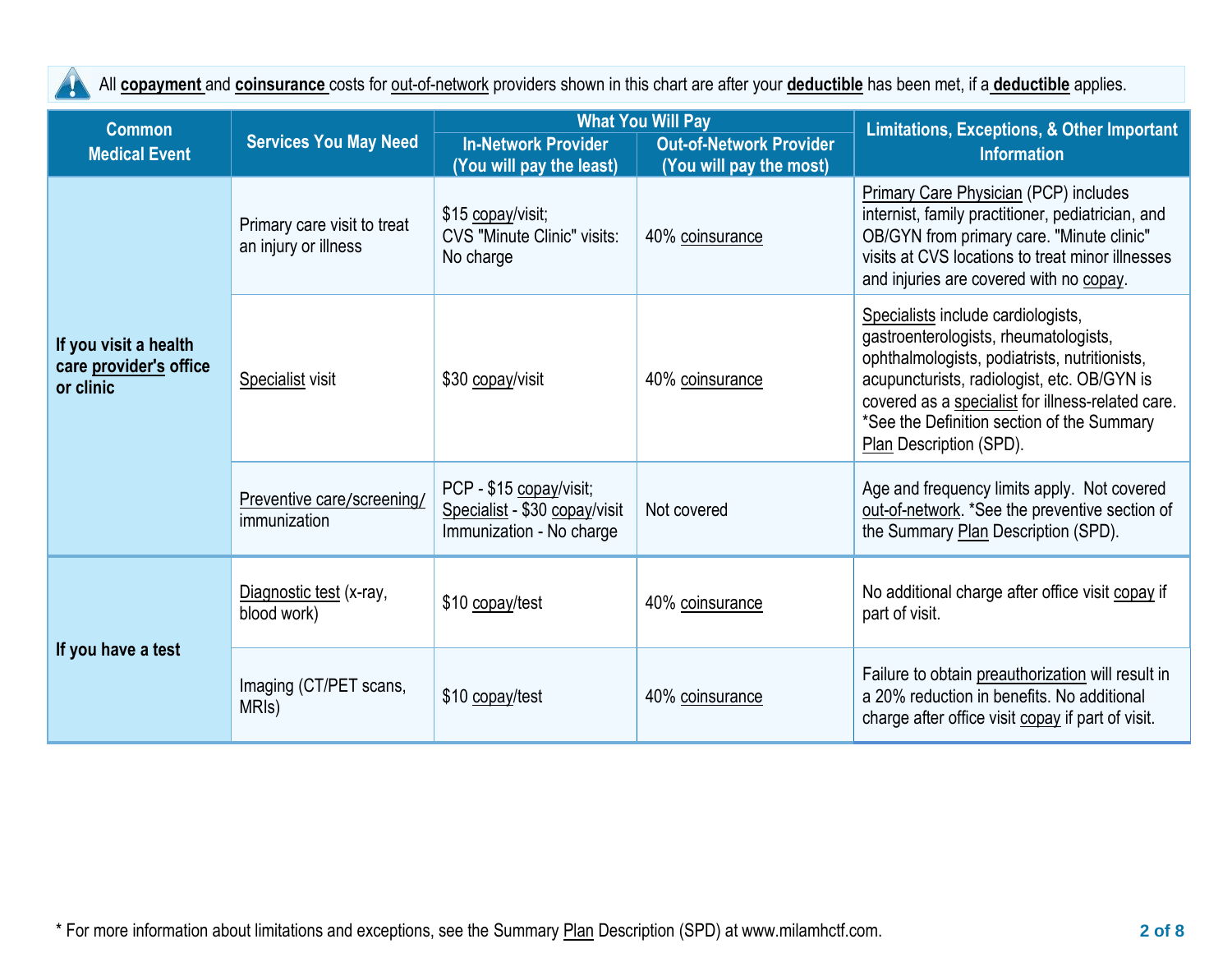All **copayment** and **coinsurance** costs for out-of-network providers shown in this chart are after your **deductible** has been met, if a **deductible** applies.

| Common Medical Event | Services You May Need | What You Will Pay | | Limitations, Exceptions, & Other Important Information |
|---|---|---|---|---|
| | | In-Network Provider (You will pay the least) | Out-of-Network Provider (You will pay the most) | |
| **If you visit a health care provider's office or clinic** | Primary care visit to treat an injury or illness | $15 copay/visit; CVS "Minute Clinic" visits: No charge | 40% coinsurance | Primary Care Physician (PCP) includes internist, family practitioner, pediatrician, and OB/GYN from primary care. "Minute clinic" visits at CVS locations to treat minor illnesses and injuries are covered with no copay. |
| | Specialist visit | $30 copay/visit | 40% coinsurance | Specialists include cardiologists, gastroenterologists, rheumatologists, ophthalmologists, podiatrists, nutritionists, acupuncturists, radiologist, etc. OB/GYN is covered as a specialist for illness-related care. *See the Definition section of the Summary Plan Description (SPD). |
| | Preventive care/screening/ immunization | PCP - $15 copay/visit; Specialist - $30 copay/visit Immunization - No charge | Not covered | Age and frequency limits apply. Not covered out-of-network. *See the preventive section of the Summary Plan Description (SPD). |
| **If you have a test** | Diagnostic test (x-ray, blood work) | $10 copay/test | 40% coinsurance | No additional charge after office visit copay if part of visit. |
| | Imaging (CT/PET scans, MRIs) | $10 copay/test | 40% coinsurance | Failure to obtain preauthorization will result in a 20% reduction in benefits. No additional charge after office visit copay if part of visit. |

* For more information about limitations and exceptions, see the Summary Plan Description (SPD) at www.milamhctf.com.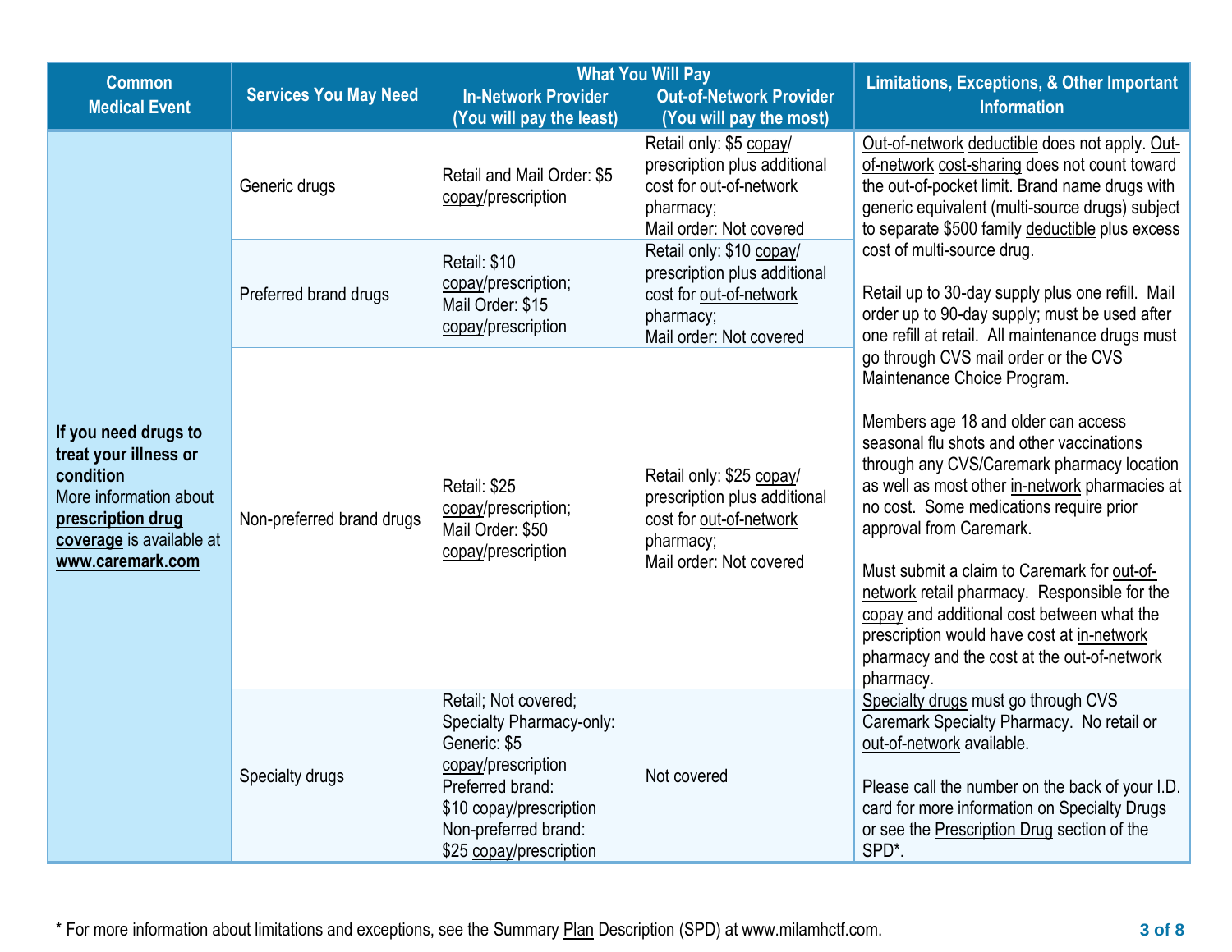| Common Medical Event | Services You May Need | What You Will Pay | | Limitations, Exceptions, & Other Important Information |
|---|---|---|---|---|
| | | In-Network Provider (You will pay the least) | Out-of-Network Provider (You will pay the most) | |
| **If you need drugs to treat your illness or condition** More information about **prescription drug coverage** is available at **www.caremark.com** | Generic drugs | Retail and Mail Order: $5 copay/prescription | Retail only: $5 copay/ prescription plus additional cost for out-of-network pharmacy; Mail order: Not covered | Out-of-network deductible does not apply. Out-of-network cost-sharing does not count toward the out-of-pocket limit. Brand name drugs with generic equivalent (multi-source drugs) subject to separate $500 family deductible plus excess cost of multi-source drug.<br><br>Retail up to 30-day supply plus one refill. Mail order up to 90-day supply; must be used after one refill at retail. All maintenance drugs must go through CVS mail order or the CVS Maintenance Choice Program.<br><br>Members age 18 and older can access seasonal flu shots and other vaccinations through any CVS/Caremark pharmacy location as well as most other in-network pharmacies at no cost. Some medications require prior approval from Caremark.<br><br>Must submit a claim to Caremark for out-of-network retail pharmacy. Responsible for the copay and additional cost between what the prescription would have cost at in-network pharmacy and the cost at the out-of-network pharmacy. |
| | Preferred brand drugs | Retail: $10 copay/prescription; Mail Order: $15 copay/prescription | Retail only: $10 copay/ prescription plus additional cost for out-of-network pharmacy; Mail order: Not covered | |
| | Non-preferred brand drugs | Retail: $25 copay/prescription; Mail Order: $50 copay/prescription | Retail only: $25 copay/ prescription plus additional cost for out-of-network pharmacy; Mail order: Not covered | |
| | Specialty drugs | Retail; Not covered; Specialty Pharmacy-only: Generic: $5 copay/prescription Preferred brand: $10 copay/prescription Non-preferred brand: $25 copay/prescription | Not covered | Specialty drugs must go through CVS Caremark Specialty Pharmacy. No retail or out-of-network available.<br><br>Please call the number on the back of your I.D. card for more information on Specialty Drugs or see the Prescription Drug section of the SPD*. |

* For more information about limitations and exceptions, see the Summary Plan Description (SPD) at www.milamhctf.com.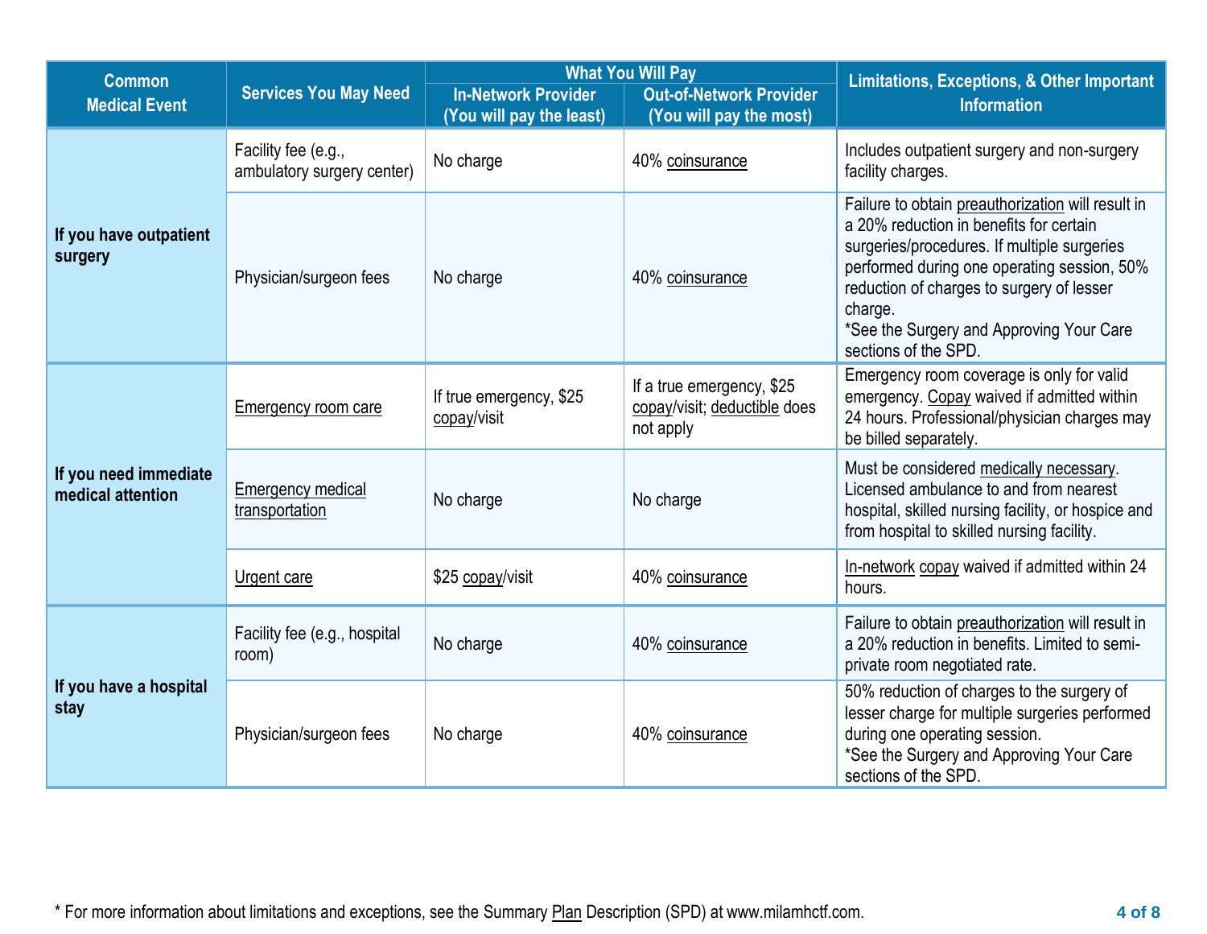| Common Medical Event | Services You May Need | What You Will Pay | | Limitations, Exceptions, & Other Important Information |
|---|---|---|---|---|
| | | In-Network Provider (You will pay the least) | Out-of-Network Provider (You will pay the most) | |
| If you have outpatient surgery | Facility fee (e.g., ambulatory surgery center) | No charge | 40% coinsurance | Includes outpatient surgery and non-surgery facility charges. |
| | Physician/surgeon fees | No charge | 40% coinsurance | Failure to obtain preauthorization will result in a 20% reduction in benefits for certain surgeries/procedures. If multiple surgeries performed during one operating session, 50% reduction of charges to surgery of lesser charge. *See the Surgery and Approving Your Care sections of the SPD. |
| If you need immediate medical attention | Emergency room care | If true emergency, $25 copay/visit | If a true emergency, $25 copay/visit; deductible does not apply | Emergency room coverage is only for valid emergency. Copay waived if admitted within 24 hours. Professional/physician charges may be billed separately. |
| | Emergency medical transportation | No charge | No charge | Must be considered medically necessary. Licensed ambulance to and from nearest hospital, skilled nursing facility, or hospice and from hospital to skilled nursing facility. |
| | Urgent care | $25 copay/visit | 40% coinsurance | In-network copay waived if admitted within 24 hours. |
| If you have a hospital stay | Facility fee (e.g., hospital room) | No charge | 40% coinsurance | Failure to obtain preauthorization will result in a 20% reduction in benefits. Limited to semi-private room negotiated rate. |
| | Physician/surgeon fees | No charge | 40% coinsurance | 50% reduction of charges to the surgery of lesser charge for multiple surgeries performed during one operating session. *See the Surgery and Approving Your Care sections of the SPD. |

* For more information about limitations and exceptions, see the Summary Plan Description (SPD) at www.milamhctf.com.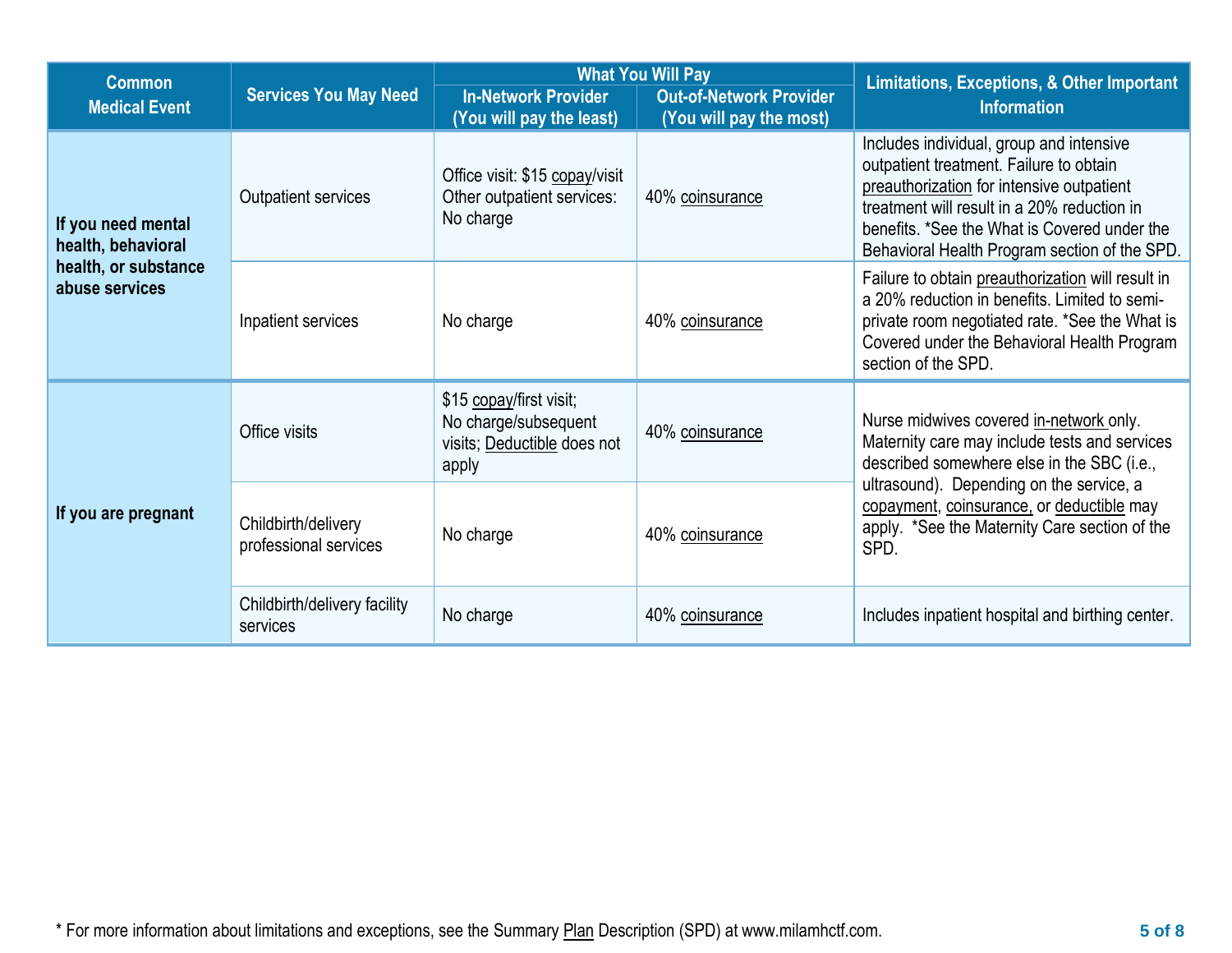| Common Medical Event | Services You May Need | What You Will Pay | | Limitations, Exceptions, & Other Important Information |
|---|---|---|---|---|
| | | In-Network Provider (You will pay the least) | Out-of-Network Provider (You will pay the most) | |
| If you need mental health, behavioral health, or substance abuse services | Outpatient services | Office visit: $15 copay/visit<br>Other outpatient services: No charge | 40% coinsurance | Includes individual, group and intensive outpatient treatment. Failure to obtain preauthorization for intensive outpatient treatment will result in a 20% reduction in benefits. *See the What is Covered under the Behavioral Health Program section of the SPD. |
| | Inpatient services | No charge | 40% coinsurance | Failure to obtain preauthorization will result in a 20% reduction in benefits. Limited to semi-private room negotiated rate. *See the What is Covered under the Behavioral Health Program section of the SPD. |
| If you are pregnant | Office visits | $15 copay/first visit;<br>No charge/subsequent visits; Deductible does not apply | 40% coinsurance | Nurse midwives covered in-network only. Maternity care may include tests and services described somewhere else in the SBC (i.e., ultrasound). Depending on the service, a copayment, coinsurance, or deductible may apply. *See the Maternity Care section of the SPD. |
| | Childbirth/delivery professional services | No charge | 40% coinsurance | |
| | Childbirth/delivery facility services | No charge | 40% coinsurance | Includes inpatient hospital and birthing center. |

* For more information about limitations and exceptions, see the Summary Plan Description (SPD) at www.milamhctf.com.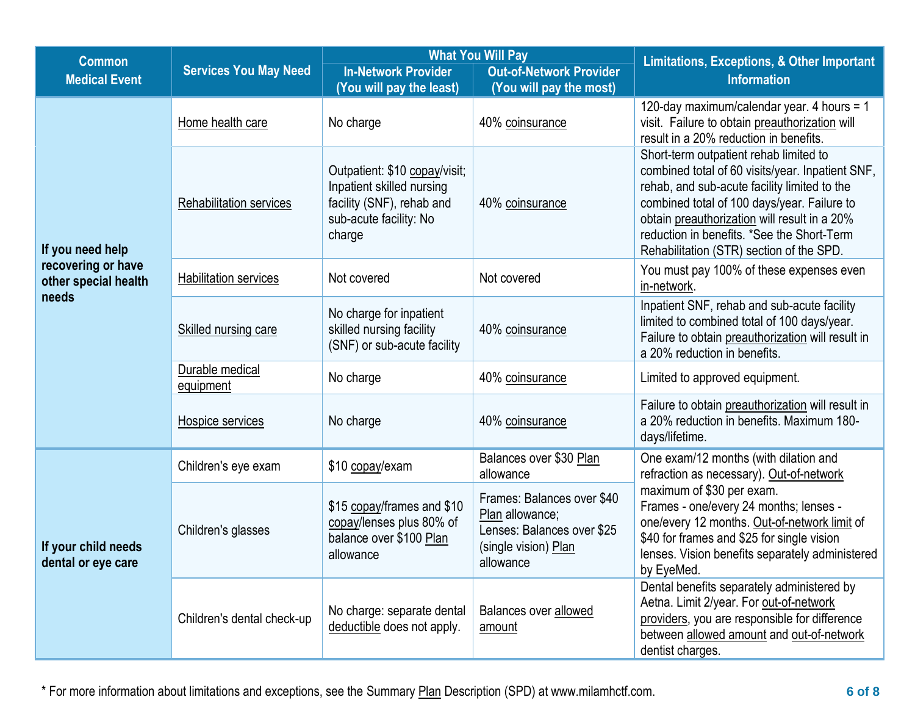| Common Medical Event | Services You May Need | What You Will Pay | | Limitations, Exceptions, & Other Important Information |
|---|---|---|---|---|
| | | In-Network Provider (You will pay the least) | Out-of-Network Provider (You will pay the most) | |
| If you need help recovering or have other special health needs | Home health care | No charge | 40% coinsurance | 120-day maximum/calendar year. 4 hours = 1 visit. Failure to obtain preauthorization will result in a 20% reduction in benefits. |
| | Rehabilitation services | Outpatient: $10 copay/visit; Inpatient skilled nursing facility (SNF), rehab and sub-acute facility: No charge | 40% coinsurance | Short-term outpatient rehab limited to combined total of 60 visits/year. Inpatient SNF, rehab, and sub-acute facility limited to the combined total of 100 days/year. Failure to obtain preauthorization will result in a 20% reduction in benefits. *See the Short-Term Rehabilitation (STR) section of the SPD. |
| | Habilitation services | Not covered | Not covered | You must pay 100% of these expenses even in-network. |
| | Skilled nursing care | No charge for inpatient skilled nursing facility (SNF) or sub-acute facility | 40% coinsurance | Inpatient SNF, rehab and sub-acute facility limited to combined total of 100 days/year. Failure to obtain preauthorization will result in a 20% reduction in benefits. |
| | Durable medical equipment | No charge | 40% coinsurance | Limited to approved equipment. |
| | Hospice services | No charge | 40% coinsurance | Failure to obtain preauthorization will result in a 20% reduction in benefits. Maximum 180-days/lifetime. |
| If your child needs dental or eye care | Children's eye exam | $10 copay/exam | Balances over $30 Plan allowance | One exam/12 months (with dilation and refraction as necessary). Out-of-network maximum of $30 per exam. Frames - one/every 24 months; lenses - one/every 12 months. Out-of-network limit of $40 for frames and $25 for single vision lenses. Vision benefits separately administered by EyeMed. |
| | Children's glasses | $15 copay/frames and $10 copay/lenses plus 80% of balance over $100 Plan allowance | Frames: Balances over $40 Plan allowance; Lenses: Balances over $25 (single vision) Plan allowance | |
| | Children's dental check-up | No charge: separate dental deductible does not apply. | Balances over allowed amount | Dental benefits separately administered by Aetna. Limit 2/year. For out-of-network providers, you are responsible for difference between allowed amount and out-of-network dentist charges. |

* For more information about limitations and exceptions, see the Summary Plan Description (SPD) at www.milamhctf.com.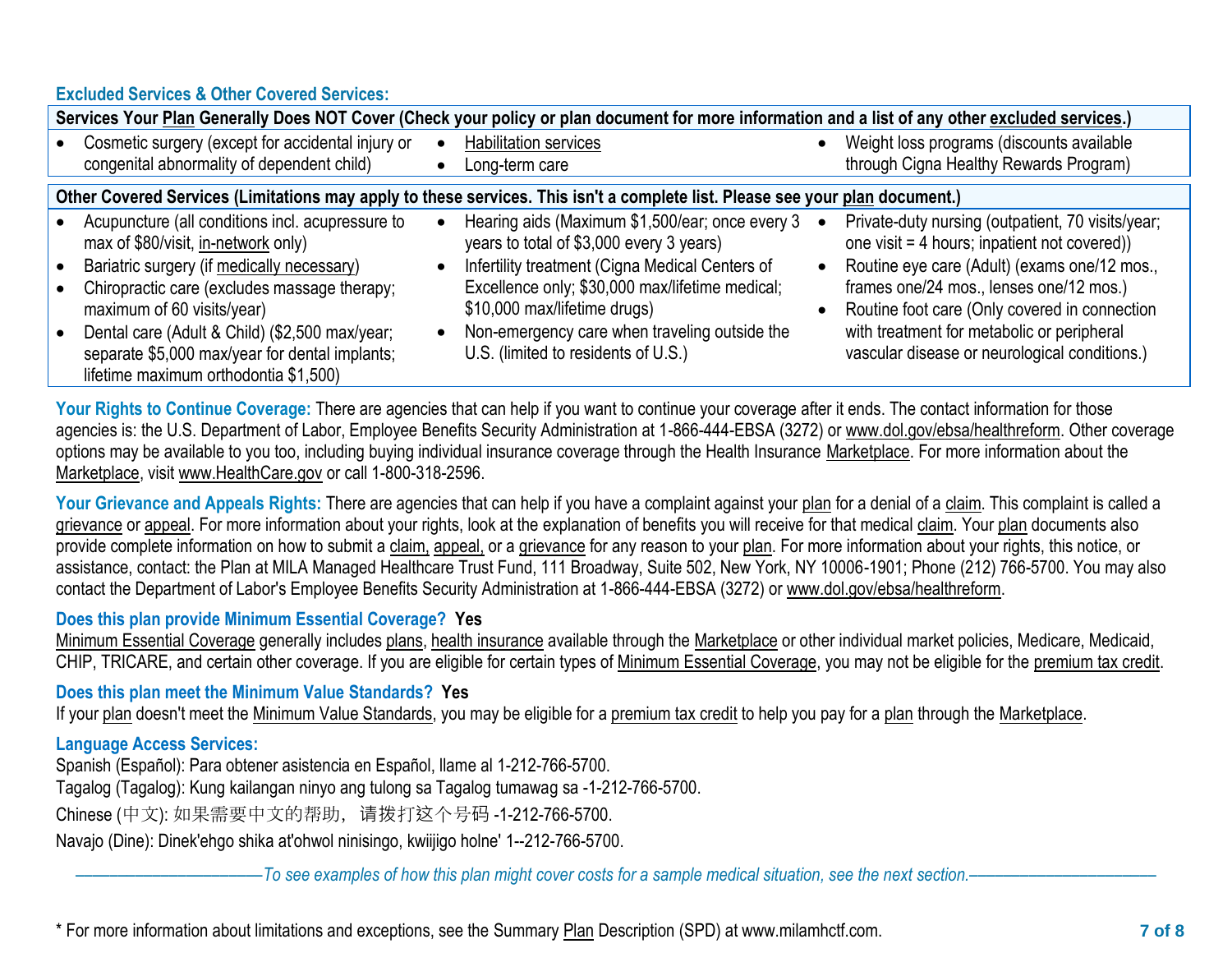### Excluded Services & Other Covered Services:

**Services Your Plan Generally Does NOT Cover (Check your policy or plan document for more information and a list of any other excluded services.)**

- Cosmetic surgery (except for accidental injury or congenital abnormality of dependent child)
- Habilitation services
- Long-term care
- Weight loss programs (discounts available through Cigna Healthy Rewards Program)

**Other Covered Services (Limitations may apply to these services. This isn't a complete list. Please see your plan document.)**

- Acupuncture (all conditions incl. acupressure to max of $80/visit, in-network only)
- Bariatric surgery (if medically necessary)
- Chiropractic care (excludes massage therapy; maximum of 60 visits/year)
- Dental care (Adult & Child) ($2,500 max/year; separate $5,000 max/year for dental implants; lifetime maximum orthodontia $1,500)
- Hearing aids (Maximum $1,500/ear; once every 3 years to total of $3,000 every 3 years)
- Infertility treatment (Cigna Medical Centers of Excellence only; $30,000 max/lifetime medical; $10,000 max/lifetime drugs)
- Non-emergency care when traveling outside the U.S. (limited to residents of U.S.)
- Private-duty nursing (outpatient, 70 visits/year; one visit = 4 hours; inpatient not covered))
- Routine eye care (Adult) (exams one/12 mos., frames one/24 mos., lenses one/12 mos.)
- Routine foot care (Only covered in connection with treatment for metabolic or peripheral vascular disease or neurological conditions.)

**Your Rights to Continue Coverage:** There are agencies that can help if you want to continue your coverage after it ends. The contact information for those agencies is: the U.S. Department of Labor, Employee Benefits Security Administration at 1-866-444-EBSA (3272) or www.dol.gov/ebsa/healthreform. Other coverage options may be available to you too, including buying individual insurance coverage through the Health Insurance Marketplace. For more information about the Marketplace, visit www.HealthCare.gov or call 1-800-318-2596.

**Your Grievance and Appeals Rights:** There are agencies that can help if you have a complaint against your plan for a denial of a claim. This complaint is called a grievance or appeal. For more information about your rights, look at the explanation of benefits you will receive for that medical claim. Your plan documents also provide complete information on how to submit a claim, appeal, or a grievance for any reason to your plan. For more information about your rights, this notice, or assistance, contact: the Plan at MILA Managed Healthcare Trust Fund, 111 Broadway, Suite 502, New York, NY 10006-1901; Phone (212) 766-5700. You may also contact the Department of Labor's Employee Benefits Security Administration at 1-866-444-EBSA (3272) or www.dol.gov/ebsa/healthreform.

**Does this plan provide Minimum Essential Coverage? Yes**

Minimum Essential Coverage generally includes plans, health insurance available through the Marketplace or other individual market policies, Medicare, Medicaid, CHIP, TRICARE, and certain other coverage. If you are eligible for certain types of Minimum Essential Coverage, you may not be eligible for the premium tax credit.

**Does this plan meet the Minimum Value Standards? Yes**

If your plan doesn't meet the Minimum Value Standards, you may be eligible for a premium tax credit to help you pay for a plan through the Marketplace.

**Language Access Services:**

Spanish (Español): Para obtener asistencia en Español, llame al 1-212-766-5700.

Tagalog (Tagalog): Kung kailangan ninyo ang tulong sa Tagalog tumawag sa -1-212-766-5700.

Chinese (中文): 如果需要中文的帮助，请拨打这个号码 -1-212-766-5700.

Navajo (Dine): Dinek'ehgo shika at'ohwol ninisingo, kwiijigo holne' 1--212-766-5700.

*——————————To see examples of how this plan might cover costs for a sample medical situation, see the next section.——————————*

\* For more information about limitations and exceptions, see the Summary Plan Description (SPD) at www.milamhctf.com.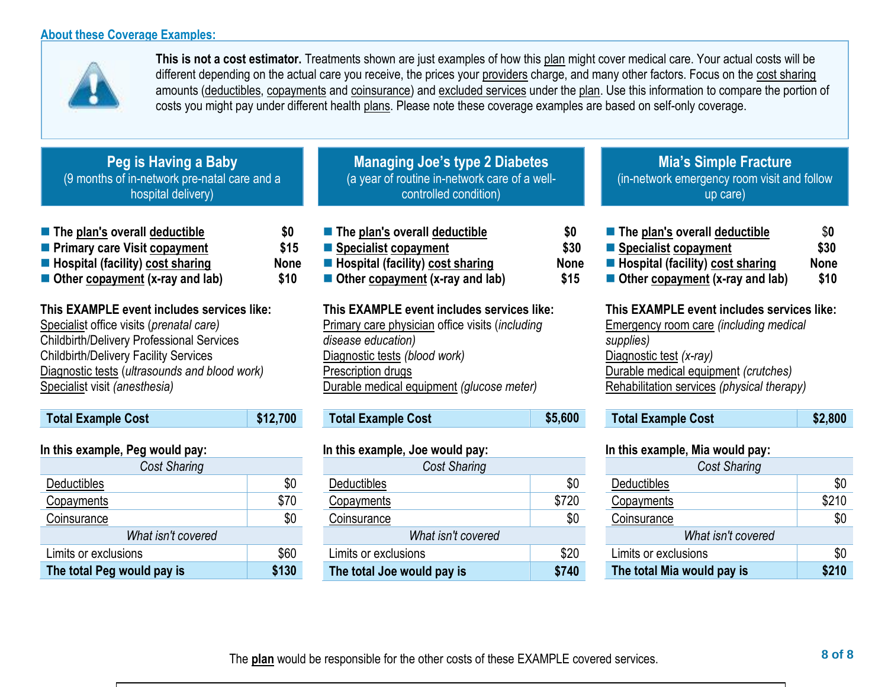## About these Coverage Examples:

**This is not a cost estimator.** Treatments shown are just examples of how this plan might cover medical care. Your actual costs will be different depending on the actual care you receive, the prices your providers charge, and many other factors. Focus on the cost sharing amounts (deductibles, copayments and coinsurance) and excluded services under the plan. Use this information to compare the portion of costs you might pay under different health plans. Please note these coverage examples are based on self-only coverage.

### Peg is Having a Baby

(9 months of in-network pre-natal care and a hospital delivery)

| | |
|---|---|
| **The plan's overall deductible** | **$0** |
| **Primary care Visit copayment** | **$15** |
| **Hospital (facility) cost sharing** | **None** |
| **Other copayment (x-ray and lab)** | **$10** |

**This EXAMPLE event includes services like:**

Specialist office visits (*prenatal care)*
Childbirth/Delivery Professional Services
Childbirth/Delivery Facility Services
Diagnostic tests (*ultrasounds and blood work)*
Specialist visit *(anesthesia)*

| **Total Example Cost** | **$12,700** |
|---|---|

**In this example, Peg would pay:**

| *Cost Sharing* | |
|---|---|
| Deductibles | $0 |
| Copayments | $70 |
| Coinsurance | $0 |
| *What isn't covered* | |
| Limits or exclusions | $60 |
| **The total Peg would pay is** | **$130** |

### Managing Joe's type 2 Diabetes

(a year of routine in-network care of a well-controlled condition)

| | |
|---|---|
| **The plan's overall deductible** | **$0** |
| **Specialist copayment** | **$30** |
| **Hospital (facility) cost sharing** | **None** |
| **Other copayment (x-ray and lab)** | **$15** |

**This EXAMPLE event includes services like:**

Primary care physician office visits (*including disease education)*
Diagnostic tests *(blood work)*
Prescription drugs
Durable medical equipment *(glucose meter)*

| **Total Example Cost** | **$5,600** |
|---|---|

**In this example, Joe would pay:**

| *Cost Sharing* | |
|---|---|
| Deductibles | $0 |
| Copayments | $720 |
| Coinsurance | $0 |
| *What isn't covered* | |
| Limits or exclusions | $20 |
| **The total Joe would pay is** | **$740** |

### Mia's Simple Fracture

(in-network emergency room visit and follow up care)

| | |
|---|---|
| **The plan's overall deductible** | **$0** |
| **Specialist copayment** | **$30** |
| **Hospital (facility) cost sharing** | **None** |
| **Other copayment (x-ray and lab)** | **$10** |

**This EXAMPLE event includes services like:**

Emergency room care *(including medical supplies)*
Diagnostic test *(x-ray)*
Durable medical equipment *(crutches)*
Rehabilitation services *(physical therapy)*

| **Total Example Cost** | **$2,800** |
|---|---|

**In this example, Mia would pay:**

| *Cost Sharing* | |
|---|---|
| Deductibles | $0 |
| Copayments | $210 |
| Coinsurance | $0 |
| *What isn't covered* | |
| Limits or exclusions | $0 |
| **The total Mia would pay is** | **$210** |

The **plan** would be responsible for the other costs of these EXAMPLE covered services.